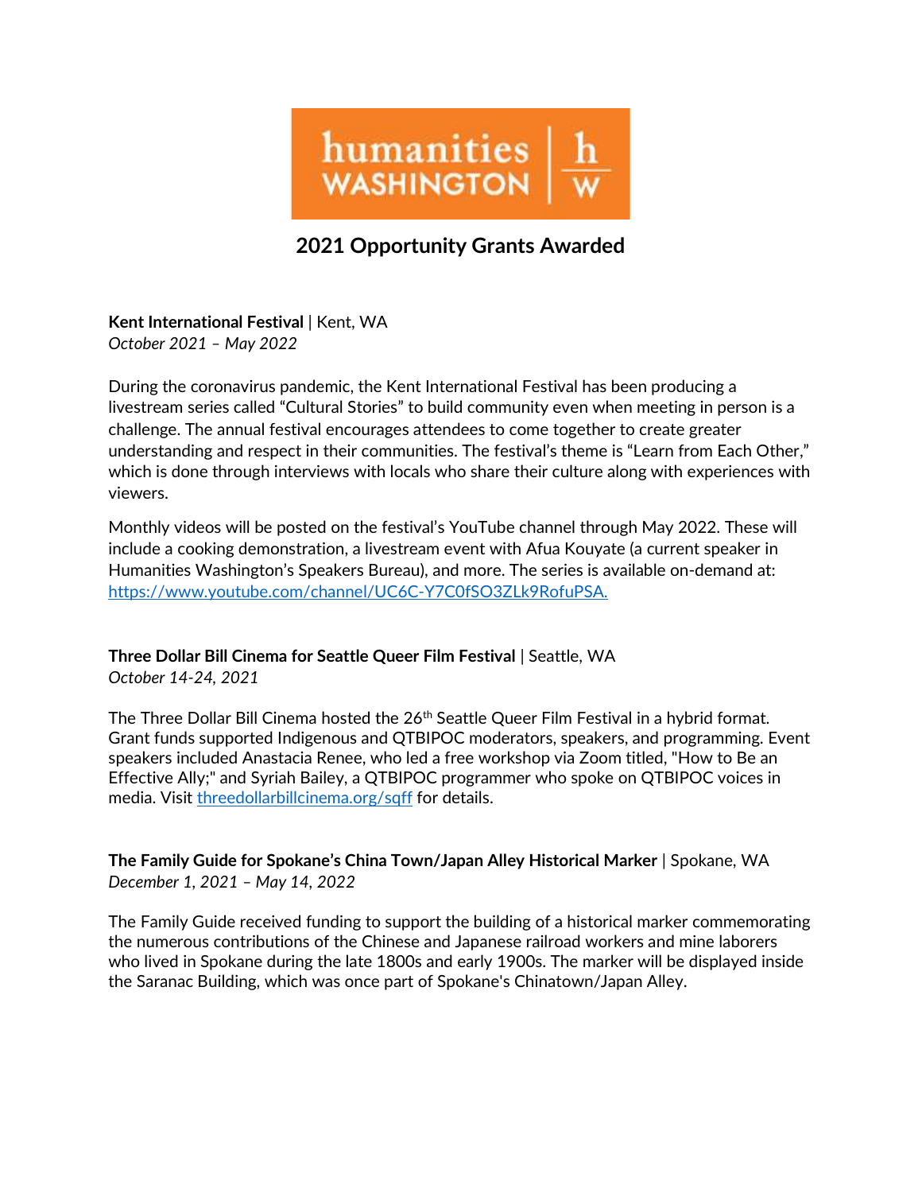humanities WASHINGTON | h w

# 2021 Opportunity Grants Awarded

**Kent International Festival** | Kent, WA
*October 2021 – May 2022*

During the coronavirus pandemic, the Kent International Festival has been producing a livestream series called "Cultural Stories" to build community even when meeting in person is a challenge. The annual festival encourages attendees to come together to create greater understanding and respect in their communities. The festival's theme is "Learn from Each Other," which is done through interviews with locals who share their culture along with experiences with viewers.

Monthly videos will be posted on the festival's YouTube channel through May 2022. These will include a cooking demonstration, a livestream event with Afua Kouyate (a current speaker in Humanities Washington's Speakers Bureau), and more. The series is available on-demand at: https://www.youtube.com/channel/UC6C-Y7C0fSO3ZLk9RofuPSA.

**Three Dollar Bill Cinema for Seattle Queer Film Festival** | Seattle, WA
*October 14-24, 2021*

The Three Dollar Bill Cinema hosted the 26th Seattle Queer Film Festival in a hybrid format. Grant funds supported Indigenous and QTBIPOC moderators, speakers, and programming. Event speakers included Anastacia Renee, who led a free workshop via Zoom titled, "How to Be an Effective Ally;" and Syriah Bailey, a QTBIPOC programmer who spoke on QTBIPOC voices in media. Visit threedollarbillcinema.org/sqff for details.

**The Family Guide for Spokane's China Town/Japan Alley Historical Marker** | Spokane, WA
*December 1, 2021 – May 14, 2022*

The Family Guide received funding to support the building of a historical marker commemorating the numerous contributions of the Chinese and Japanese railroad workers and mine laborers who lived in Spokane during the late 1800s and early 1900s. The marker will be displayed inside the Saranac Building, which was once part of Spokane's Chinatown/Japan Alley.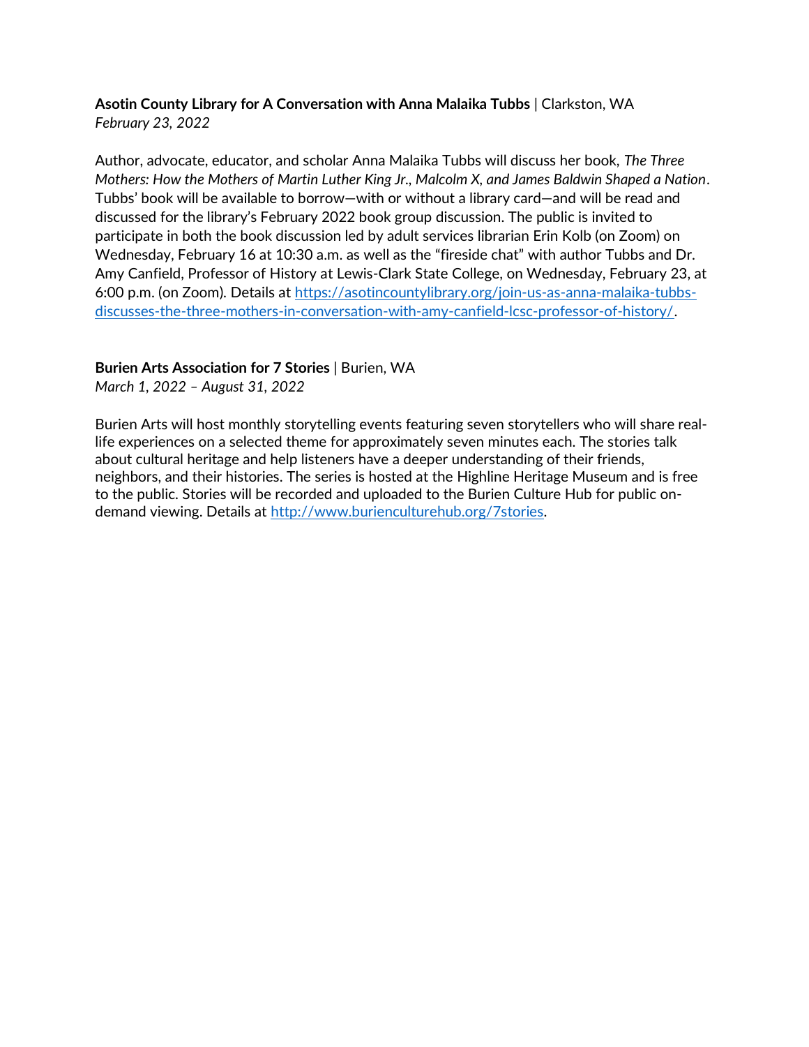**Asotin County Library for A Conversation with Anna Malaika Tubbs** | Clarkston, WA
*February 23, 2022*

Author, advocate, educator, and scholar Anna Malaika Tubbs will discuss her book, *The Three Mothers: How the Mothers of Martin Luther King Jr., Malcolm X, and James Baldwin Shaped a Nation*. Tubbs' book will be available to borrow—with or without a library card—and will be read and discussed for the library's February 2022 book group discussion. The public is invited to participate in both the book discussion led by adult services librarian Erin Kolb (on Zoom) on Wednesday, February 16 at 10:30 a.m. as well as the "fireside chat" with author Tubbs and Dr. Amy Canfield, Professor of History at Lewis-Clark State College, on Wednesday, February 23, at 6:00 p.m. (on Zoom). Details at [https://asotincountylibrary.org/join-us-as-anna-malaika-tubbs-discusses-the-three-mothers-in-conversation-with-amy-canfield-lcsc-professor-of-history/](https://asotincountylibrary.org/join-us-as-anna-malaika-tubbs-discusses-the-three-mothers-in-conversation-with-amy-canfield-lcsc-professor-of-history/).

**Burien Arts Association for 7 Stories** | Burien, WA
*March 1, 2022 – August 31, 2022*

Burien Arts will host monthly storytelling events featuring seven storytellers who will share real-life experiences on a selected theme for approximately seven minutes each. The stories talk about cultural heritage and help listeners have a deeper understanding of their friends, neighbors, and their histories. The series is hosted at the Highline Heritage Museum and is free to the public. Stories will be recorded and uploaded to the Burien Culture Hub for public on-demand viewing. Details at [http://www.burienculturehub.org/7stories](http://www.burienculturehub.org/7stories).